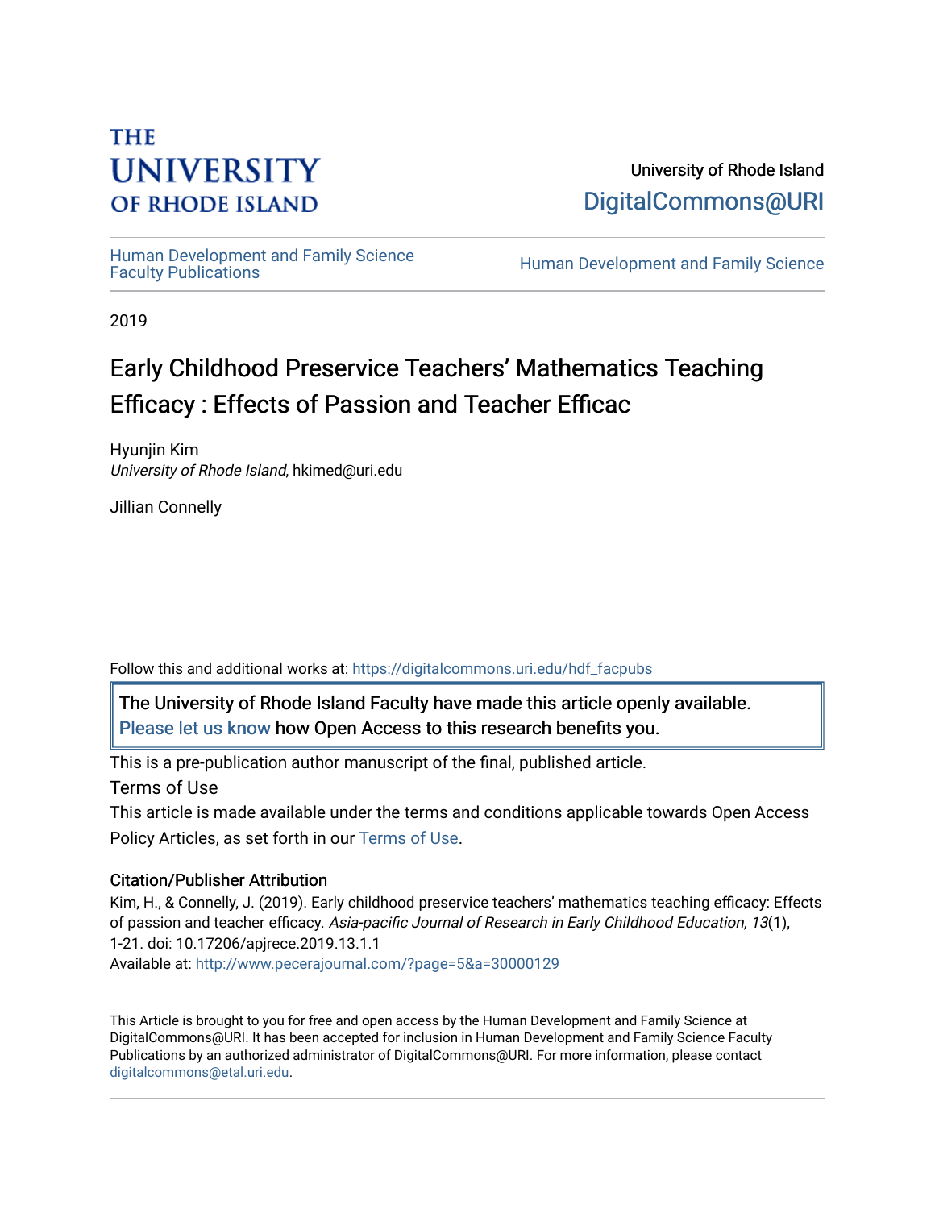THE UNIVERSITY OF RHODE ISLAND

University of Rhode Island
DigitalCommons@URI

Human Development and Family Science Faculty Publications

Human Development and Family Science

2019

# Early Childhood Preservice Teachers' Mathematics Teaching Efficacy : Effects of Passion and Teacher Efficac

Hyunjin Kim
*University of Rhode Island*, hkimed@uri.edu

Jillian Connelly

Follow this and additional works at: https://digitalcommons.uri.edu/hdf_facpubs

The University of Rhode Island Faculty have made this article openly available. Please let us know how Open Access to this research benefits you.

This is a pre-publication author manuscript of the final, published article.

Terms of Use

This article is made available under the terms and conditions applicable towards Open Access Policy Articles, as set forth in our Terms of Use.

### Citation/Publisher Attribution

Kim, H., & Connelly, J. (2019). Early childhood preservice teachers' mathematics teaching efficacy: Effects of passion and teacher efficacy. *Asia-pacific Journal of Research in Early Childhood Education, 13*(1), 1-21. doi: 10.17206/apjrece.2019.13.1.1

Available at: http://www.pecerajournal.com/?page=5&a=30000129

This Article is brought to you for free and open access by the Human Development and Family Science at DigitalCommons@URI. It has been accepted for inclusion in Human Development and Family Science Faculty Publications by an authorized administrator of DigitalCommons@URI. For more information, please contact digitalcommons@etal.uri.edu.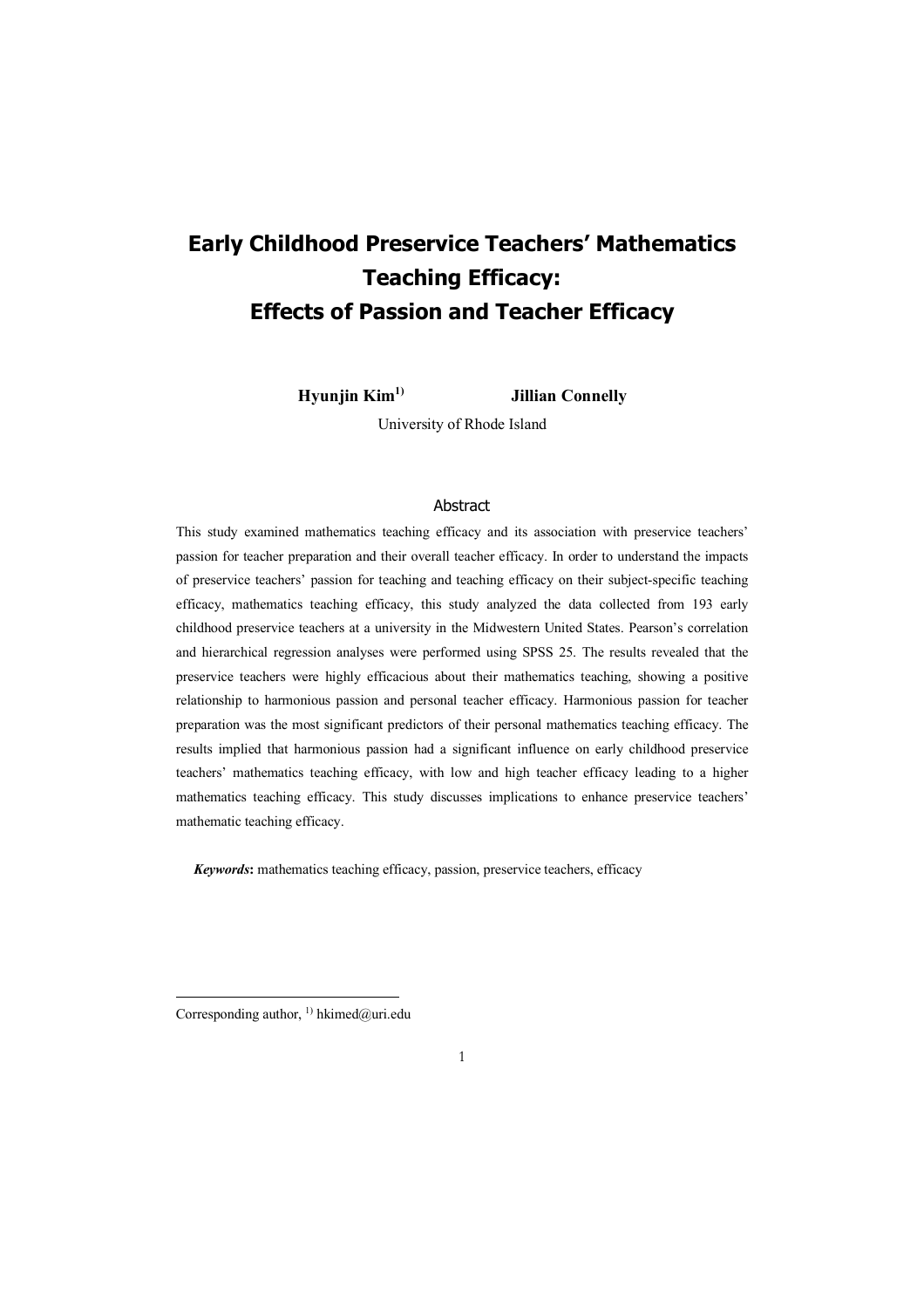# Early Childhood Preservice Teachers' Mathematics Teaching Efficacy: Effects of Passion and Teacher Efficacy

**Hyunjin Kim[1)]** **Jillian Connelly**

University of Rhode Island

## Abstract

This study examined mathematics teaching efficacy and its association with preservice teachers' passion for teacher preparation and their overall teacher efficacy. In order to understand the impacts of preservice teachers' passion for teaching and teaching efficacy on their subject-specific teaching efficacy, mathematics teaching efficacy, this study analyzed the data collected from 193 early childhood preservice teachers at a university in the Midwestern United States. Pearson's correlation and hierarchical regression analyses were performed using SPSS 25. The results revealed that the preservice teachers were highly efficacious about their mathematics teaching, showing a positive relationship to harmonious passion and personal teacher efficacy. Harmonious passion for teacher preparation was the most significant predictors of their personal mathematics teaching efficacy. The results implied that harmonious passion had a significant influence on early childhood preservice teachers' mathematics teaching efficacy, with low and high teacher efficacy leading to a higher mathematics teaching efficacy. This study discusses implications to enhance preservice teachers' mathematic teaching efficacy.

***Keywords*:** mathematics teaching efficacy, passion, preservice teachers, efficacy

---

Corresponding author, [1)] hkimed@uri.edu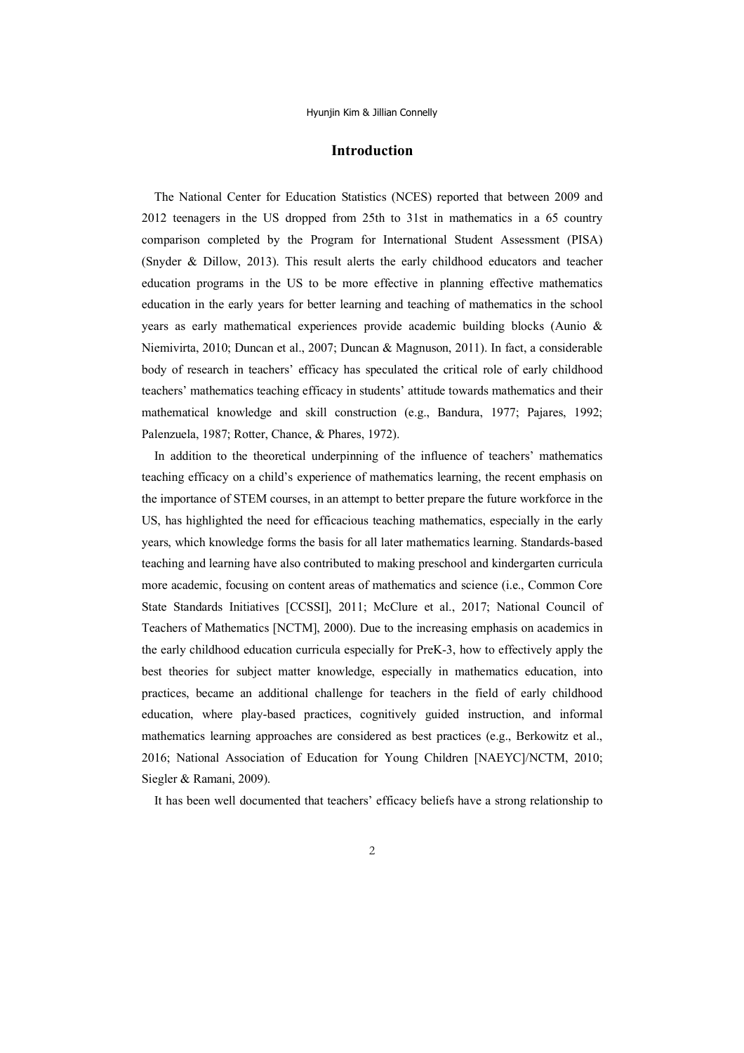## Introduction

The National Center for Education Statistics (NCES) reported that between 2009 and 2012 teenagers in the US dropped from 25th to 31st in mathematics in a 65 country comparison completed by the Program for International Student Assessment (PISA) (Snyder & Dillow, 2013). This result alerts the early childhood educators and teacher education programs in the US to be more effective in planning effective mathematics education in the early years for better learning and teaching of mathematics in the school years as early mathematical experiences provide academic building blocks (Aunio & Niemivirta, 2010; Duncan et al., 2007; Duncan & Magnuson, 2011). In fact, a considerable body of research in teachers' efficacy has speculated the critical role of early childhood teachers' mathematics teaching efficacy in students' attitude towards mathematics and their mathematical knowledge and skill construction (e.g., Bandura, 1977; Pajares, 1992; Palenzuela, 1987; Rotter, Chance, & Phares, 1972).

In addition to the theoretical underpinning of the influence of teachers' mathematics teaching efficacy on a child's experience of mathematics learning, the recent emphasis on the importance of STEM courses, in an attempt to better prepare the future workforce in the US, has highlighted the need for efficacious teaching mathematics, especially in the early years, which knowledge forms the basis for all later mathematics learning. Standards-based teaching and learning have also contributed to making preschool and kindergarten curricula more academic, focusing on content areas of mathematics and science (i.e., Common Core State Standards Initiatives [CCSSI], 2011; McClure et al., 2017; National Council of Teachers of Mathematics [NCTM], 2000). Due to the increasing emphasis on academics in the early childhood education curricula especially for PreK-3, how to effectively apply the best theories for subject matter knowledge, especially in mathematics education, into practices, became an additional challenge for teachers in the field of early childhood education, where play-based practices, cognitively guided instruction, and informal mathematics learning approaches are considered as best practices (e.g., Berkowitz et al., 2016; National Association of Education for Young Children [NAEYC]/NCTM, 2010; Siegler & Ramani, 2009).

It has been well documented that teachers' efficacy beliefs have a strong relationship to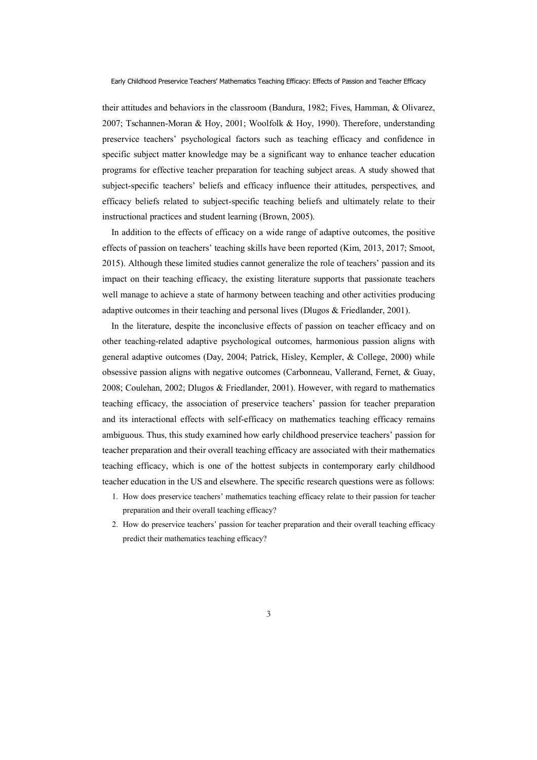their attitudes and behaviors in the classroom (Bandura, 1982; Fives, Hamman, & Olivarez, 2007; Tschannen-Moran & Hoy, 2001; Woolfolk & Hoy, 1990). Therefore, understanding preservice teachers' psychological factors such as teaching efficacy and confidence in specific subject matter knowledge may be a significant way to enhance teacher education programs for effective teacher preparation for teaching subject areas. A study showed that subject-specific teachers' beliefs and efficacy influence their attitudes, perspectives, and efficacy beliefs related to subject-specific teaching beliefs and ultimately relate to their instructional practices and student learning (Brown, 2005).

In addition to the effects of efficacy on a wide range of adaptive outcomes, the positive effects of passion on teachers' teaching skills have been reported (Kim, 2013, 2017; Smoot, 2015). Although these limited studies cannot generalize the role of teachers' passion and its impact on their teaching efficacy, the existing literature supports that passionate teachers well manage to achieve a state of harmony between teaching and other activities producing adaptive outcomes in their teaching and personal lives (Dlugos & Friedlander, 2001).

In the literature, despite the inconclusive effects of passion on teacher efficacy and on other teaching-related adaptive psychological outcomes, harmonious passion aligns with general adaptive outcomes (Day, 2004; Patrick, Hisley, Kempler, & College, 2000) while obsessive passion aligns with negative outcomes (Carbonneau, Vallerand, Fernet, & Guay, 2008; Coulehan, 2002; Dlugos & Friedlander, 2001). However, with regard to mathematics teaching efficacy, the association of preservice teachers' passion for teacher preparation and its interactional effects with self-efficacy on mathematics teaching efficacy remains ambiguous. Thus, this study examined how early childhood preservice teachers' passion for teacher preparation and their overall teaching efficacy are associated with their mathematics teaching efficacy, which is one of the hottest subjects in contemporary early childhood teacher education in the US and elsewhere. The specific research questions were as follows:

1. How does preservice teachers' mathematics teaching efficacy relate to their passion for teacher preparation and their overall teaching efficacy?
2. How do preservice teachers' passion for teacher preparation and their overall teaching efficacy predict their mathematics teaching efficacy?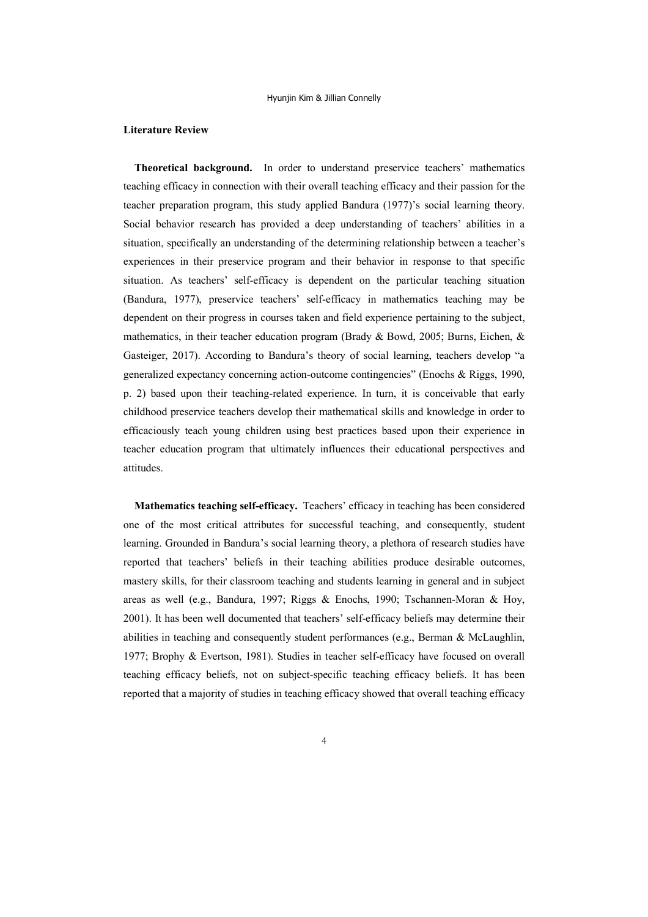## Literature Review

**Theoretical background.** In order to understand preservice teachers' mathematics teaching efficacy in connection with their overall teaching efficacy and their passion for the teacher preparation program, this study applied Bandura (1977)'s social learning theory. Social behavior research has provided a deep understanding of teachers' abilities in a situation, specifically an understanding of the determining relationship between a teacher's experiences in their preservice program and their behavior in response to that specific situation. As teachers' self-efficacy is dependent on the particular teaching situation (Bandura, 1977), preservice teachers' self-efficacy in mathematics teaching may be dependent on their progress in courses taken and field experience pertaining to the subject, mathematics, in their teacher education program (Brady & Bowd, 2005; Burns, Eichen, & Gasteiger, 2017). According to Bandura's theory of social learning, teachers develop "a generalized expectancy concerning action-outcome contingencies" (Enochs & Riggs, 1990, p. 2) based upon their teaching-related experience. In turn, it is conceivable that early childhood preservice teachers develop their mathematical skills and knowledge in order to efficaciously teach young children using best practices based upon their experience in teacher education program that ultimately influences their educational perspectives and attitudes.

**Mathematics teaching self-efficacy.** Teachers' efficacy in teaching has been considered one of the most critical attributes for successful teaching, and consequently, student learning. Grounded in Bandura's social learning theory, a plethora of research studies have reported that teachers' beliefs in their teaching abilities produce desirable outcomes, mastery skills, for their classroom teaching and students learning in general and in subject areas as well (e.g., Bandura, 1997; Riggs & Enochs, 1990; Tschannen-Moran & Hoy, 2001). It has been well documented that teachers' self-efficacy beliefs may determine their abilities in teaching and consequently student performances (e.g., Berman & McLaughlin, 1977; Brophy & Evertson, 1981). Studies in teacher self-efficacy have focused on overall teaching efficacy beliefs, not on subject-specific teaching efficacy beliefs. It has been reported that a majority of studies in teaching efficacy showed that overall teaching efficacy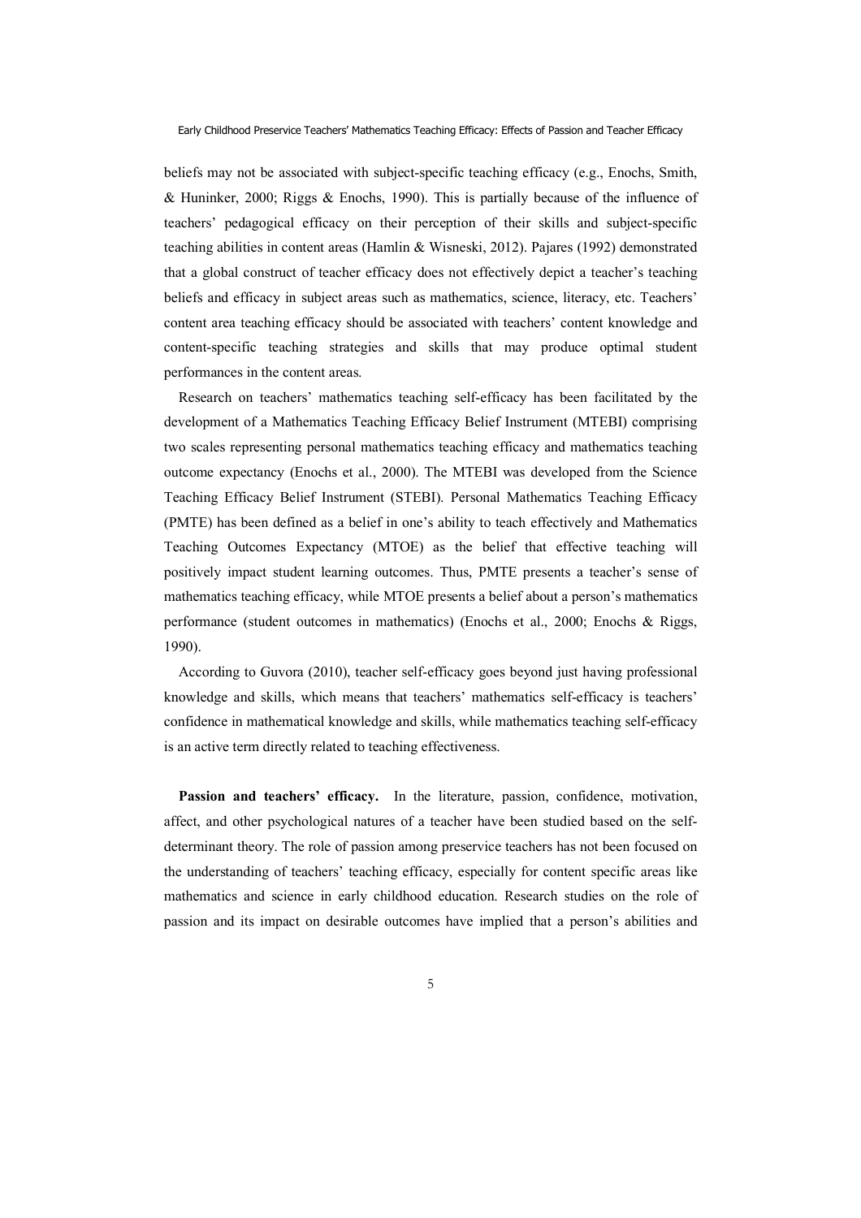beliefs may not be associated with subject-specific teaching efficacy (e.g., Enochs, Smith, & Huninker, 2000; Riggs & Enochs, 1990). This is partially because of the influence of teachers' pedagogical efficacy on their perception of their skills and subject-specific teaching abilities in content areas (Hamlin & Wisneski, 2012). Pajares (1992) demonstrated that a global construct of teacher efficacy does not effectively depict a teacher's teaching beliefs and efficacy in subject areas such as mathematics, science, literacy, etc. Teachers' content area teaching efficacy should be associated with teachers' content knowledge and content-specific teaching strategies and skills that may produce optimal student performances in the content areas.

Research on teachers' mathematics teaching self-efficacy has been facilitated by the development of a Mathematics Teaching Efficacy Belief Instrument (MTEBI) comprising two scales representing personal mathematics teaching efficacy and mathematics teaching outcome expectancy (Enochs et al., 2000). The MTEBI was developed from the Science Teaching Efficacy Belief Instrument (STEBI). Personal Mathematics Teaching Efficacy (PMTE) has been defined as a belief in one's ability to teach effectively and Mathematics Teaching Outcomes Expectancy (MTOE) as the belief that effective teaching will positively impact student learning outcomes. Thus, PMTE presents a teacher's sense of mathematics teaching efficacy, while MTOE presents a belief about a person's mathematics performance (student outcomes in mathematics) (Enochs et al., 2000; Enochs & Riggs, 1990).

According to Guvora (2010), teacher self-efficacy goes beyond just having professional knowledge and skills, which means that teachers' mathematics self-efficacy is teachers' confidence in mathematical knowledge and skills, while mathematics teaching self-efficacy is an active term directly related to teaching effectiveness.

**Passion and teachers' efficacy.** In the literature, passion, confidence, motivation, affect, and other psychological natures of a teacher have been studied based on the self-determinant theory. The role of passion among preservice teachers has not been focused on the understanding of teachers' teaching efficacy, especially for content specific areas like mathematics and science in early childhood education. Research studies on the role of passion and its impact on desirable outcomes have implied that a person's abilities and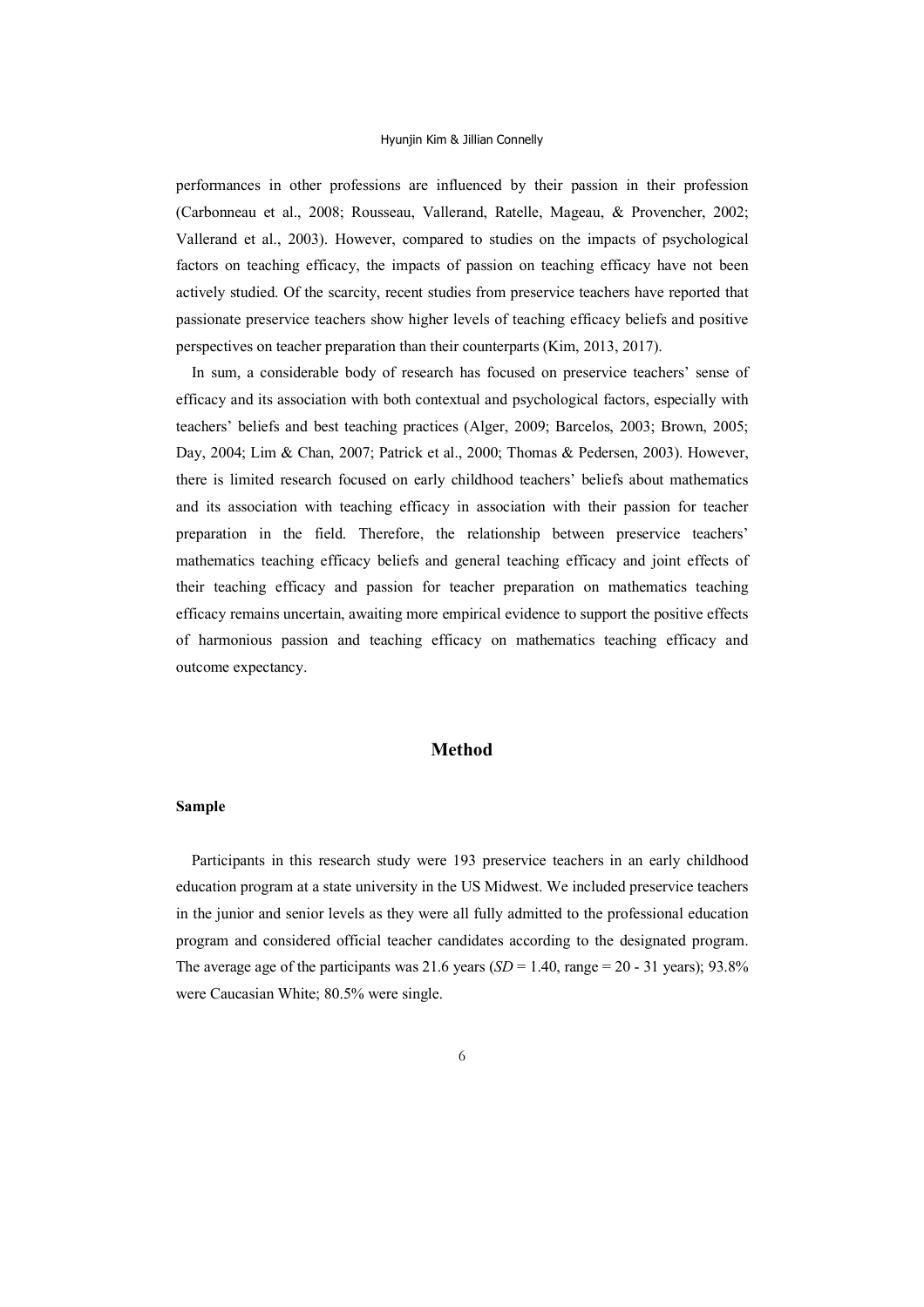performances in other professions are influenced by their passion in their profession (Carbonneau et al., 2008; Rousseau, Vallerand, Ratelle, Mageau, & Provencher, 2002; Vallerand et al., 2003). However, compared to studies on the impacts of psychological factors on teaching efficacy, the impacts of passion on teaching efficacy have not been actively studied. Of the scarcity, recent studies from preservice teachers have reported that passionate preservice teachers show higher levels of teaching efficacy beliefs and positive perspectives on teacher preparation than their counterparts (Kim, 2013, 2017).

In sum, a considerable body of research has focused on preservice teachers' sense of efficacy and its association with both contextual and psychological factors, especially with teachers' beliefs and best teaching practices (Alger, 2009; Barcelos, 2003; Brown, 2005; Day, 2004; Lim & Chan, 2007; Patrick et al., 2000; Thomas & Pedersen, 2003). However, there is limited research focused on early childhood teachers' beliefs about mathematics and its association with teaching efficacy in association with their passion for teacher preparation in the field. Therefore, the relationship between preservice teachers' mathematics teaching efficacy beliefs and general teaching efficacy and joint effects of their teaching efficacy and passion for teacher preparation on mathematics teaching efficacy remains uncertain, awaiting more empirical evidence to support the positive effects of harmonious passion and teaching efficacy on mathematics teaching efficacy and outcome expectancy.

# Method

## Sample

Participants in this research study were 193 preservice teachers in an early childhood education program at a state university in the US Midwest. We included preservice teachers in the junior and senior levels as they were all fully admitted to the professional education program and considered official teacher candidates according to the designated program. The average age of the participants was 21.6 years (*SD* = 1.40, range = 20 - 31 years); 93.8% were Caucasian White; 80.5% were single.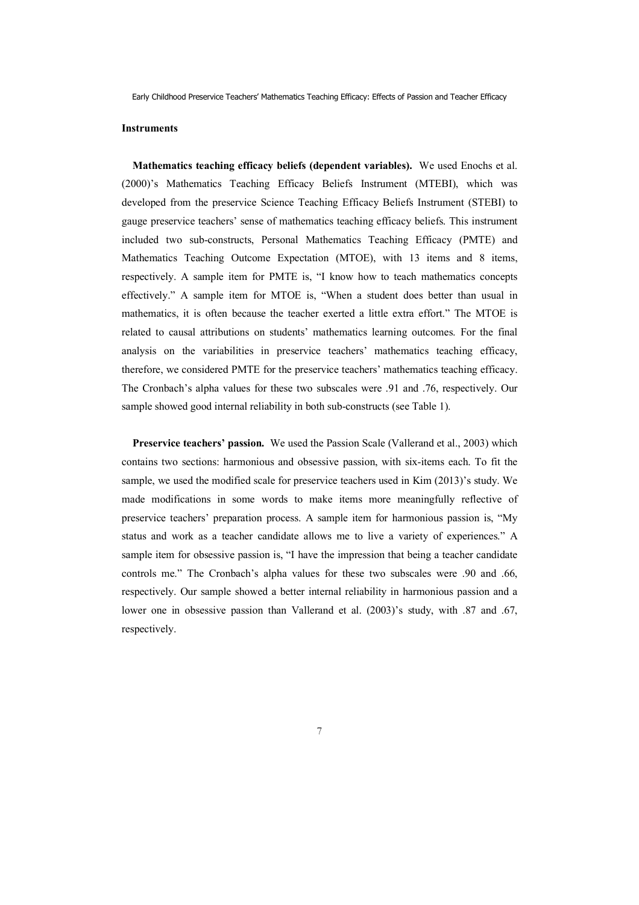### Instruments

**Mathematics teaching efficacy beliefs (dependent variables).** We used Enochs et al. (2000)'s Mathematics Teaching Efficacy Beliefs Instrument (MTEBI), which was developed from the preservice Science Teaching Efficacy Beliefs Instrument (STEBI) to gauge preservice teachers' sense of mathematics teaching efficacy beliefs. This instrument included two sub-constructs, Personal Mathematics Teaching Efficacy (PMTE) and Mathematics Teaching Outcome Expectation (MTOE), with 13 items and 8 items, respectively. A sample item for PMTE is, "I know how to teach mathematics concepts effectively." A sample item for MTOE is, "When a student does better than usual in mathematics, it is often because the teacher exerted a little extra effort." The MTOE is related to causal attributions on students' mathematics learning outcomes. For the final analysis on the variabilities in preservice teachers' mathematics teaching efficacy, therefore, we considered PMTE for the preservice teachers' mathematics teaching efficacy. The Cronbach's alpha values for these two subscales were .91 and .76, respectively. Our sample showed good internal reliability in both sub-constructs (see Table 1).

**Preservice teachers' passion.** We used the Passion Scale (Vallerand et al., 2003) which contains two sections: harmonious and obsessive passion, with six-items each. To fit the sample, we used the modified scale for preservice teachers used in Kim (2013)'s study. We made modifications in some words to make items more meaningfully reflective of preservice teachers' preparation process. A sample item for harmonious passion is, "My status and work as a teacher candidate allows me to live a variety of experiences." A sample item for obsessive passion is, "I have the impression that being a teacher candidate controls me." The Cronbach's alpha values for these two subscales were .90 and .66, respectively. Our sample showed a better internal reliability in harmonious passion and a lower one in obsessive passion than Vallerand et al. (2003)'s study, with .87 and .67, respectively.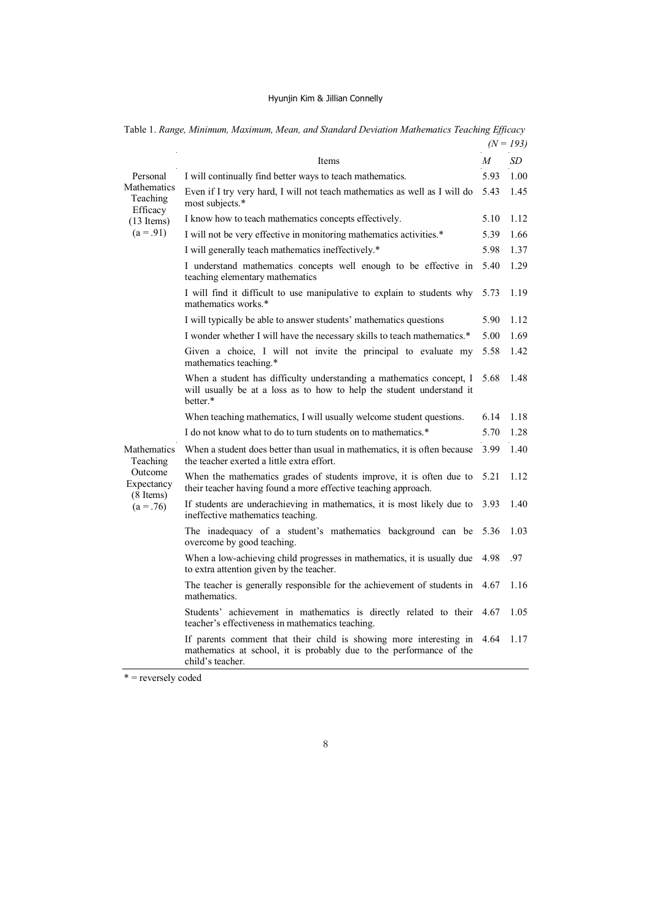Table 1. *Range, Minimum, Maximum, Mean, and Standard Deviation Mathematics Teaching Efficacy* *(N = 193)*

| | Items | *M* | *SD* |
|---|---|---|---|
| Personal Mathematics Teaching Efficacy (13 Items) (a = .91) | I will continually find better ways to teach mathematics. | 5.93 | 1.00 |
| | Even if I try very hard, I will not teach mathematics as well as I will do most subjects.* | 5.43 | 1.45 |
| | I know how to teach mathematics concepts effectively. | 5.10 | 1.12 |
| | I will not be very effective in monitoring mathematics activities.* | 5.39 | 1.66 |
| | I will generally teach mathematics ineffectively.* | 5.98 | 1.37 |
| | I understand mathematics concepts well enough to be effective in teaching elementary mathematics | 5.40 | 1.29 |
| | I will find it difficult to use manipulative to explain to students why mathematics works.* | 5.73 | 1.19 |
| | I will typically be able to answer students' mathematics questions | 5.90 | 1.12 |
| | I wonder whether I will have the necessary skills to teach mathematics.* | 5.00 | 1.69 |
| | Given a choice, I will not invite the principal to evaluate my mathematics teaching.* | 5.58 | 1.42 |
| | When a student has difficulty understanding a mathematics concept, I will usually be at a loss as to how to help the student understand it better.* | 5.68 | 1.48 |
| | When teaching mathematics, I will usually welcome student questions. | 6.14 | 1.18 |
| | I do not know what to do to turn students on to mathematics.* | 5.70 | 1.28 |
| Mathematics Teaching Outcome Expectancy (8 Items) (a = .76) | When a student does better than usual in mathematics, it is often because the teacher exerted a little extra effort. | 3.99 | 1.40 |
| | When the mathematics grades of students improve, it is often due to their teacher having found a more effective teaching approach. | 5.21 | 1.12 |
| | If students are underachieving in mathematics, it is most likely due to ineffective mathematics teaching. | 3.93 | 1.40 |
| | The inadequacy of a student's mathematics background can be overcome by good teaching. | 5.36 | 1.03 |
| | When a low-achieving child progresses in mathematics, it is usually due to extra attention given by the teacher. | 4.98 | .97 |
| | The teacher is generally responsible for the achievement of students in mathematics. | 4.67 | 1.16 |
| | Students' achievement in mathematics is directly related to their teacher's effectiveness in mathematics teaching. | 4.67 | 1.05 |
| | If parents comment that their child is showing more interesting in mathematics at school, it is probably due to the performance of the child's teacher. | 4.64 | 1.17 |

* = reversely coded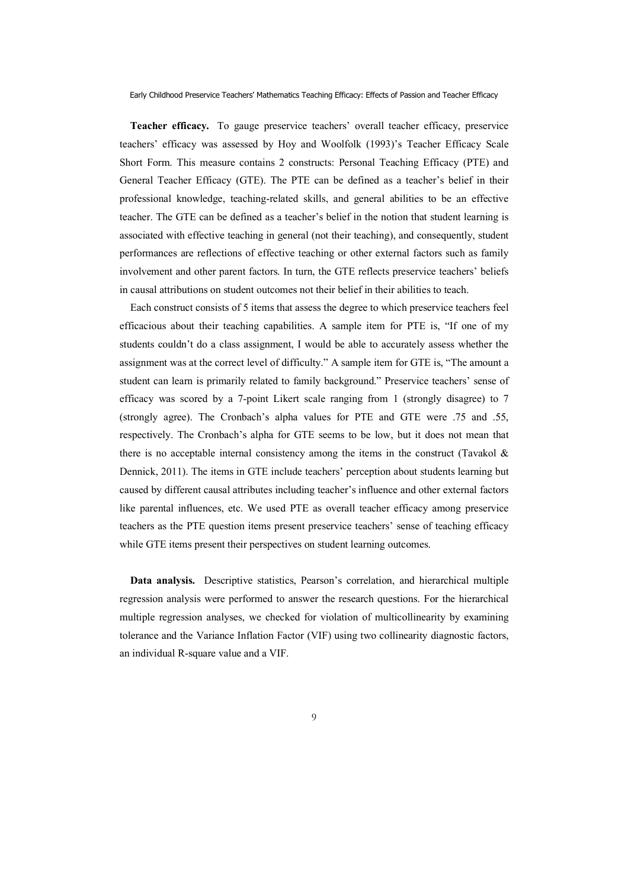**Teacher efficacy.** To gauge preservice teachers' overall teacher efficacy, preservice teachers' efficacy was assessed by Hoy and Woolfolk (1993)'s Teacher Efficacy Scale Short Form. This measure contains 2 constructs: Personal Teaching Efficacy (PTE) and General Teacher Efficacy (GTE). The PTE can be defined as a teacher's belief in their professional knowledge, teaching-related skills, and general abilities to be an effective teacher. The GTE can be defined as a teacher's belief in the notion that student learning is associated with effective teaching in general (not their teaching), and consequently, student performances are reflections of effective teaching or other external factors such as family involvement and other parent factors. In turn, the GTE reflects preservice teachers' beliefs in causal attributions on student outcomes not their belief in their abilities to teach.

Each construct consists of 5 items that assess the degree to which preservice teachers feel efficacious about their teaching capabilities. A sample item for PTE is, "If one of my students couldn't do a class assignment, I would be able to accurately assess whether the assignment was at the correct level of difficulty." A sample item for GTE is, "The amount a student can learn is primarily related to family background." Preservice teachers' sense of efficacy was scored by a 7-point Likert scale ranging from 1 (strongly disagree) to 7 (strongly agree). The Cronbach's alpha values for PTE and GTE were .75 and .55, respectively. The Cronbach's alpha for GTE seems to be low, but it does not mean that there is no acceptable internal consistency among the items in the construct (Tavakol & Dennick, 2011). The items in GTE include teachers' perception about students learning but caused by different causal attributes including teacher's influence and other external factors like parental influences, etc. We used PTE as overall teacher efficacy among preservice teachers as the PTE question items present preservice teachers' sense of teaching efficacy while GTE items present their perspectives on student learning outcomes.

**Data analysis.** Descriptive statistics, Pearson's correlation, and hierarchical multiple regression analysis were performed to answer the research questions. For the hierarchical multiple regression analyses, we checked for violation of multicollinearity by examining tolerance and the Variance Inflation Factor (VIF) using two collinearity diagnostic factors, an individual R-square value and a VIF.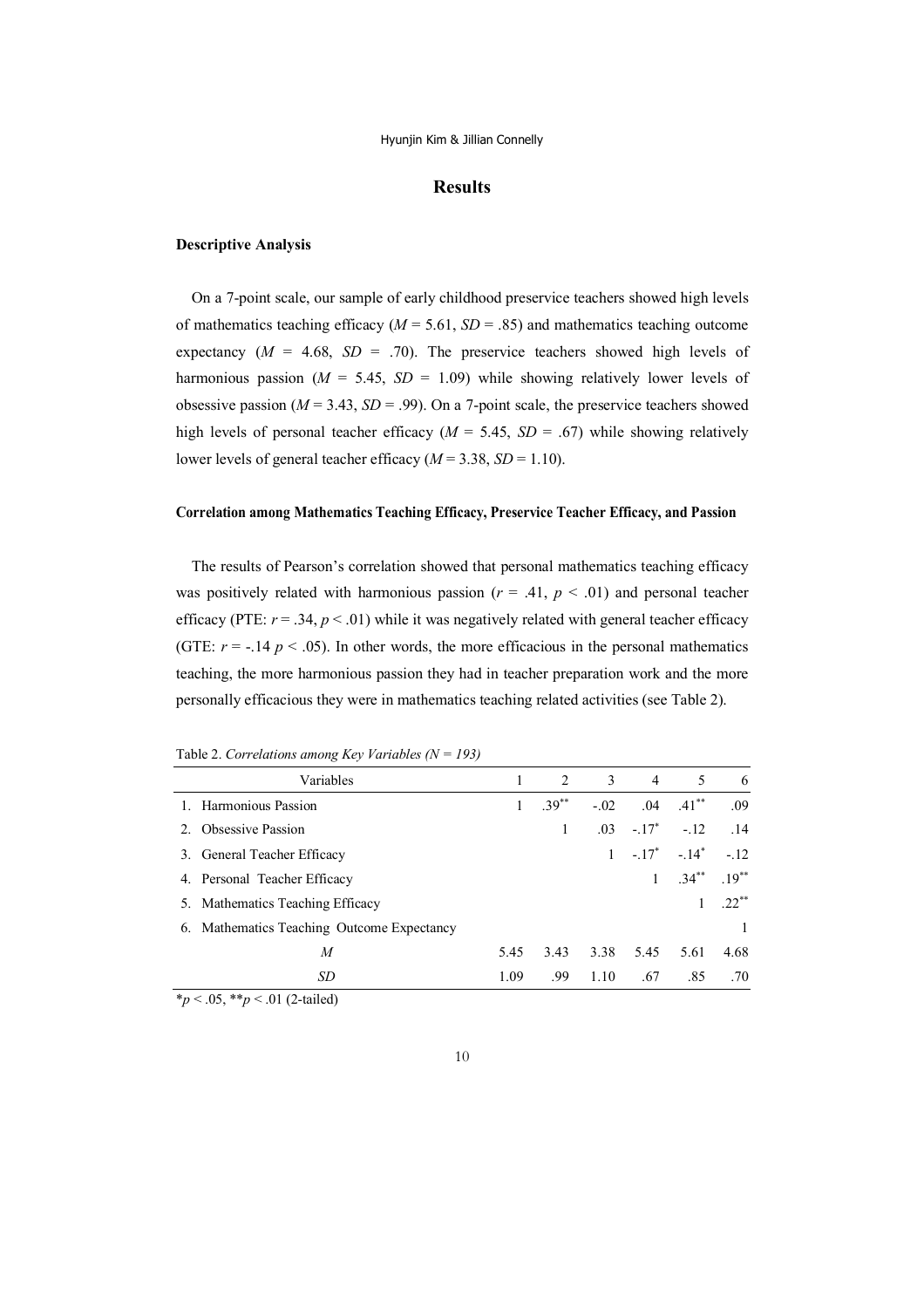## Results

### Descriptive Analysis

On a 7-point scale, our sample of early childhood preservice teachers showed high levels of mathematics teaching efficacy (*M* = 5.61, *SD* = .85) and mathematics teaching outcome expectancy (*M* = 4.68, *SD* = .70). The preservice teachers showed high levels of harmonious passion (*M* = 5.45, *SD* = 1.09) while showing relatively lower levels of obsessive passion (*M* = 3.43, *SD* = .99). On a 7-point scale, the preservice teachers showed high levels of personal teacher efficacy (*M* = 5.45, *SD* = .67) while showing relatively lower levels of general teacher efficacy (*M* = 3.38, *SD* = 1.10).

### Correlation among Mathematics Teaching Efficacy, Preservice Teacher Efficacy, and Passion

The results of Pearson's correlation showed that personal mathematics teaching efficacy was positively related with harmonious passion ($r = .41$, $p < .01$) and personal teacher efficacy (PTE: $r = .34$, $p < .01$) while it was negatively related with general teacher efficacy (GTE: $r = -.14$ $p < .05$). In other words, the more efficacious in the personal mathematics teaching, the more harmonious passion they had in teacher preparation work and the more personally efficacious they were in mathematics teaching related activities (see Table 2).

Table 2. *Correlations among Key Variables (N = 193)*

| Variables | 1 | 2 | 3 | 4 | 5 | 6 |
|---|---|---|---|---|---|---|
| 1. Harmonious Passion | 1 | .39** | -.02 | .04 | .41** | .09 |
| 2. Obsessive Passion | | 1 | .03 | -.17* | -.12 | .14 |
| 3. General Teacher Efficacy | | | 1 | -.17* | -.14* | -.12 |
| 4. Personal Teacher Efficacy | | | | 1 | .34** | .19** |
| 5. Mathematics Teaching Efficacy | | | | | 1 | .22** |
| 6. Mathematics Teaching Outcome Expectancy | | | | | | 1 |
| *M* | 5.45 | 3.43 | 3.38 | 5.45 | 5.61 | 4.68 |
| *SD* | 1.09 | .99 | 1.10 | .67 | .85 | .70 |

*$p < .05$, **$p < .01$ (2-tailed)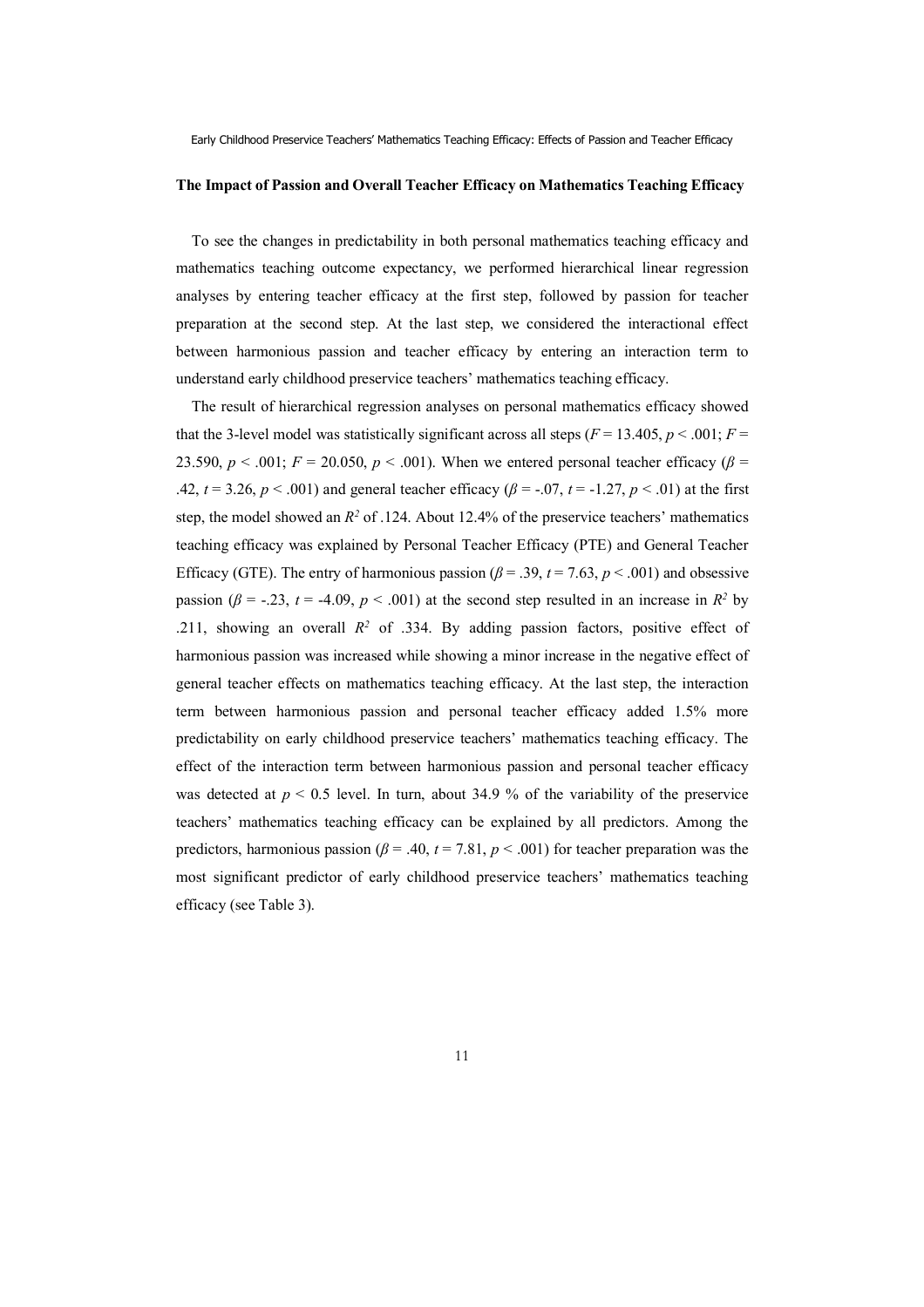### The Impact of Passion and Overall Teacher Efficacy on Mathematics Teaching Efficacy

To see the changes in predictability in both personal mathematics teaching efficacy and mathematics teaching outcome expectancy, we performed hierarchical linear regression analyses by entering teacher efficacy at the first step, followed by passion for teacher preparation at the second step. At the last step, we considered the interactional effect between harmonious passion and teacher efficacy by entering an interaction term to understand early childhood preservice teachers' mathematics teaching efficacy.

The result of hierarchical regression analyses on personal mathematics efficacy showed that the 3-level model was statistically significant across all steps ($F$ = 13.405, $p$ < .001; $F$ = 23.590, $p$ < .001; $F$ = 20.050, $p$ < .001). When we entered personal teacher efficacy ($\beta$ = .42, $t$ = 3.26, $p$ < .001) and general teacher efficacy ($\beta$ = -.07, $t$ = -1.27, $p$ < .01) at the first step, the model showed an $R^2$ of .124. About 12.4% of the preservice teachers' mathematics teaching efficacy was explained by Personal Teacher Efficacy (PTE) and General Teacher Efficacy (GTE). The entry of harmonious passion ($\beta$ = .39, $t$ = 7.63, $p$ < .001) and obsessive passion ($\beta$ = -.23, $t$ = -4.09, $p$ < .001) at the second step resulted in an increase in $R^2$ by .211, showing an overall $R^2$ of .334. By adding passion factors, positive effect of harmonious passion was increased while showing a minor increase in the negative effect of general teacher effects on mathematics teaching efficacy. At the last step, the interaction term between harmonious passion and personal teacher efficacy added 1.5% more predictability on early childhood preservice teachers' mathematics teaching efficacy. The effect of the interaction term between harmonious passion and personal teacher efficacy was detected at $p$ < 0.5 level. In turn, about 34.9 % of the variability of the preservice teachers' mathematics teaching efficacy can be explained by all predictors. Among the predictors, harmonious passion ($\beta$ = .40, $t$ = 7.81, $p$ < .001) for teacher preparation was the most significant predictor of early childhood preservice teachers' mathematics teaching efficacy (see Table 3).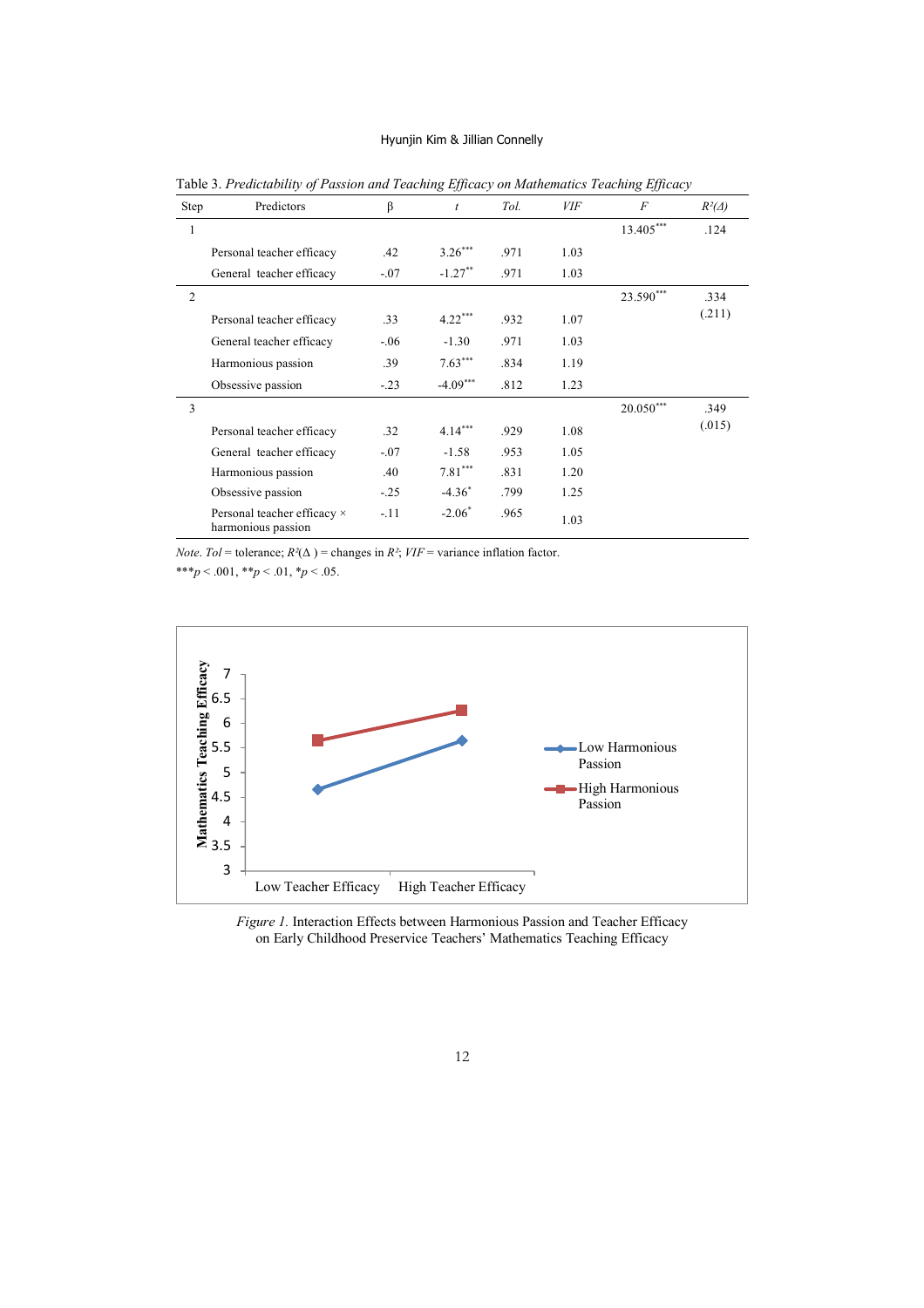Table 3. *Predictability of Passion and Teaching Efficacy on Mathematics Teaching Efficacy*

| Step | Predictors | β | *t* | *Tol.* | *VIF* | *F* | $R^2(\Delta)$ |
|---|---|---|---|---|---|---|---|
| 1 | | | | | | 13.405*** | .124 |
| | Personal teacher efficacy | .42 | 3.26*** | .971 | 1.03 | | |
| | General teacher efficacy | -.07 | -1.27** | .971 | 1.03 | | |
| 2 | | | | | | 23.590*** | .334 (.211) |
| | Personal teacher efficacy | .33 | 4.22*** | .932 | 1.07 | | |
| | General teacher efficacy | -.06 | -1.30 | .971 | 1.03 | | |
| | Harmonious passion | .39 | 7.63*** | .834 | 1.19 | | |
| | Obsessive passion | -.23 | -4.09*** | .812 | 1.23 | | |
| 3 | | | | | | 20.050*** | .349 (.015) |
| | Personal teacher efficacy | .32 | 4.14*** | .929 | 1.08 | | |
| | General teacher efficacy | -.07 | -1.58 | .953 | 1.05 | | |
| | Harmonious passion | .40 | 7.81*** | .831 | 1.20 | | |
| | Obsessive passion | -.25 | -4.36* | .799 | 1.25 | | |
| | Personal teacher efficacy × harmonious passion | -.11 | -2.06* | .965 | 1.03 | | |

*Note*. *Tol* = tolerance; $R^2(\Delta)$ = changes in $R^2$; *VIF* = variance inflation factor.
***$p < .001$, **$p < .01$, *$p < .05$.

*Figure 1.* Interaction Effects between Harmonious Passion and Teacher Efficacy on Early Childhood Preservice Teachers' Mathematics Teaching Efficacy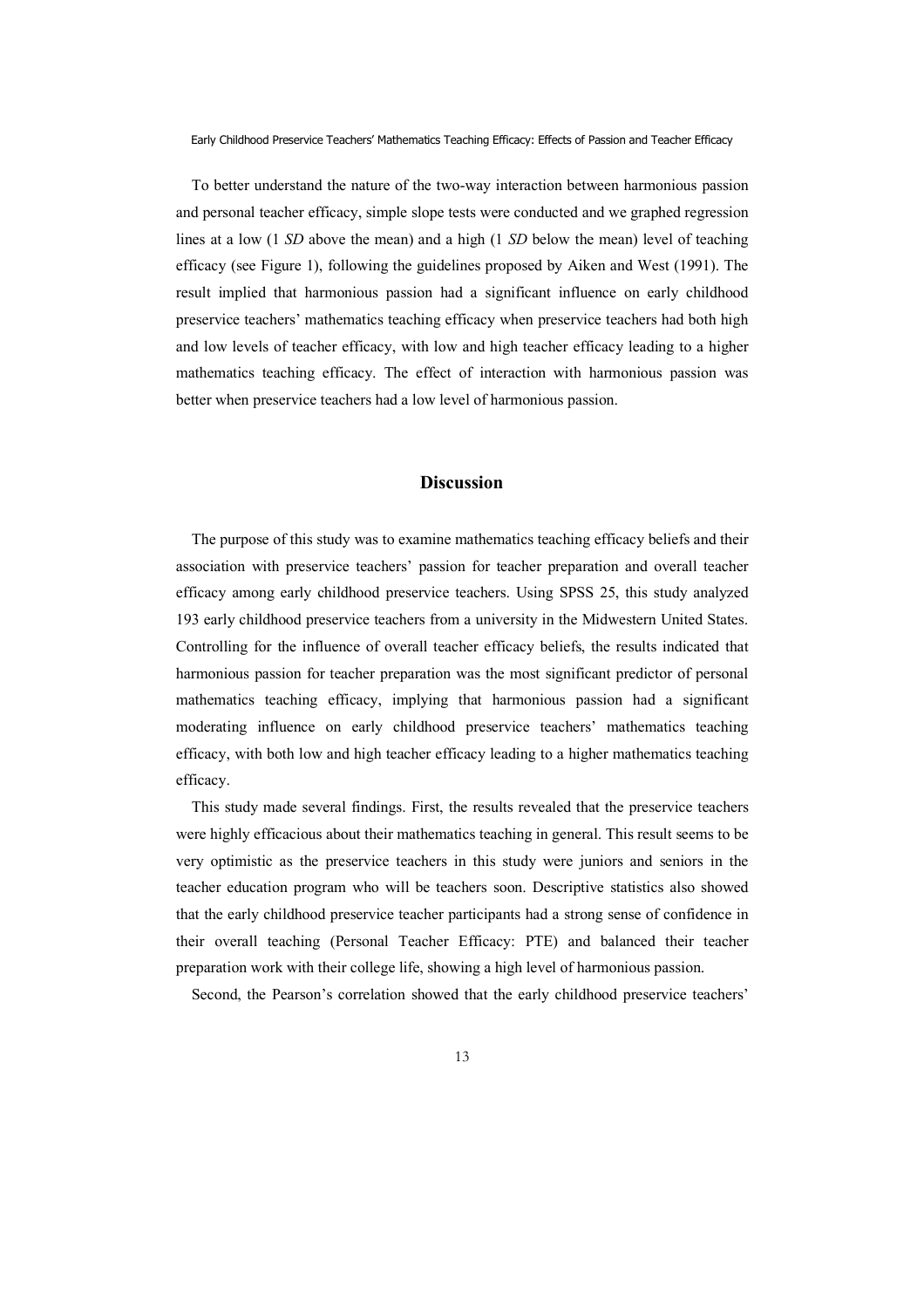To better understand the nature of the two-way interaction between harmonious passion and personal teacher efficacy, simple slope tests were conducted and we graphed regression lines at a low (1 *SD* above the mean) and a high (1 *SD* below the mean) level of teaching efficacy (see Figure 1), following the guidelines proposed by Aiken and West (1991). The result implied that harmonious passion had a significant influence on early childhood preservice teachers' mathematics teaching efficacy when preservice teachers had both high and low levels of teacher efficacy, with low and high teacher efficacy leading to a higher mathematics teaching efficacy. The effect of interaction with harmonious passion was better when preservice teachers had a low level of harmonious passion.

## Discussion

The purpose of this study was to examine mathematics teaching efficacy beliefs and their association with preservice teachers' passion for teacher preparation and overall teacher efficacy among early childhood preservice teachers. Using SPSS 25, this study analyzed 193 early childhood preservice teachers from a university in the Midwestern United States. Controlling for the influence of overall teacher efficacy beliefs, the results indicated that harmonious passion for teacher preparation was the most significant predictor of personal mathematics teaching efficacy, implying that harmonious passion had a significant moderating influence on early childhood preservice teachers' mathematics teaching efficacy, with both low and high teacher efficacy leading to a higher mathematics teaching efficacy.

This study made several findings. First, the results revealed that the preservice teachers were highly efficacious about their mathematics teaching in general. This result seems to be very optimistic as the preservice teachers in this study were juniors and seniors in the teacher education program who will be teachers soon. Descriptive statistics also showed that the early childhood preservice teacher participants had a strong sense of confidence in their overall teaching (Personal Teacher Efficacy: PTE) and balanced their teacher preparation work with their college life, showing a high level of harmonious passion.

Second, the Pearson's correlation showed that the early childhood preservice teachers'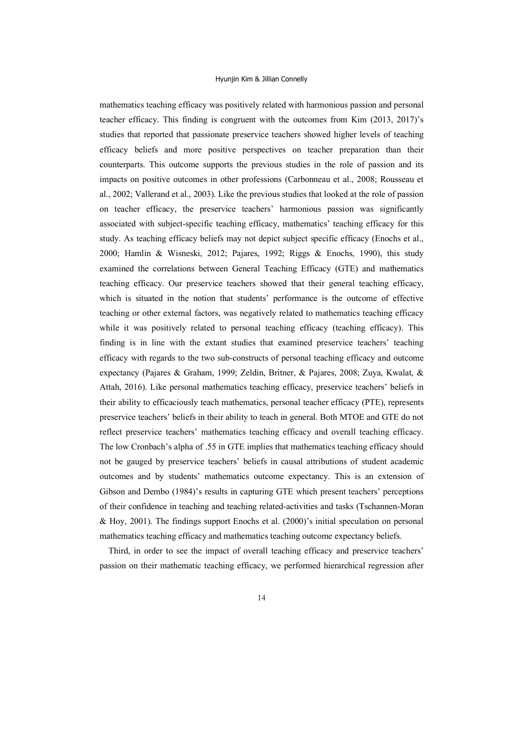mathematics teaching efficacy was positively related with harmonious passion and personal teacher efficacy. This finding is congruent with the outcomes from Kim (2013, 2017)'s studies that reported that passionate preservice teachers showed higher levels of teaching efficacy beliefs and more positive perspectives on teacher preparation than their counterparts. This outcome supports the previous studies in the role of passion and its impacts on positive outcomes in other professions (Carbonneau et al., 2008; Rousseau et al., 2002; Vallerand et al., 2003). Like the previous studies that looked at the role of passion on teacher efficacy, the preservice teachers' harmonious passion was significantly associated with subject-specific teaching efficacy, mathematics' teaching efficacy for this study. As teaching efficacy beliefs may not depict subject specific efficacy (Enochs et al., 2000; Hamlin & Wisneski, 2012; Pajares, 1992; Riggs & Enochs, 1990), this study examined the correlations between General Teaching Efficacy (GTE) and mathematics teaching efficacy. Our preservice teachers showed that their general teaching efficacy, which is situated in the notion that students' performance is the outcome of effective teaching or other external factors, was negatively related to mathematics teaching efficacy while it was positively related to personal teaching efficacy (teaching efficacy). This finding is in line with the extant studies that examined preservice teachers' teaching efficacy with regards to the two sub-constructs of personal teaching efficacy and outcome expectancy (Pajares & Graham, 1999; Zeldin, Britner, & Pajares, 2008; Zuya, Kwalat, & Attah, 2016). Like personal mathematics teaching efficacy, preservice teachers' beliefs in their ability to efficaciously teach mathematics, personal teacher efficacy (PTE), represents preservice teachers' beliefs in their ability to teach in general. Both MTOE and GTE do not reflect preservice teachers' mathematics teaching efficacy and overall teaching efficacy. The low Cronbach's alpha of .55 in GTE implies that mathematics teaching efficacy should not be gauged by preservice teachers' beliefs in causal attributions of student academic outcomes and by students' mathematics outcome expectancy. This is an extension of Gibson and Dembo (1984)'s results in capturing GTE which present teachers' perceptions of their confidence in teaching and teaching related-activities and tasks (Tschannen-Moran & Hoy, 2001). The findings support Enochs et al. (2000)'s initial speculation on personal mathematics teaching efficacy and mathematics teaching outcome expectancy beliefs.

Third, in order to see the impact of overall teaching efficacy and preservice teachers' passion on their mathematic teaching efficacy, we performed hierarchical regression after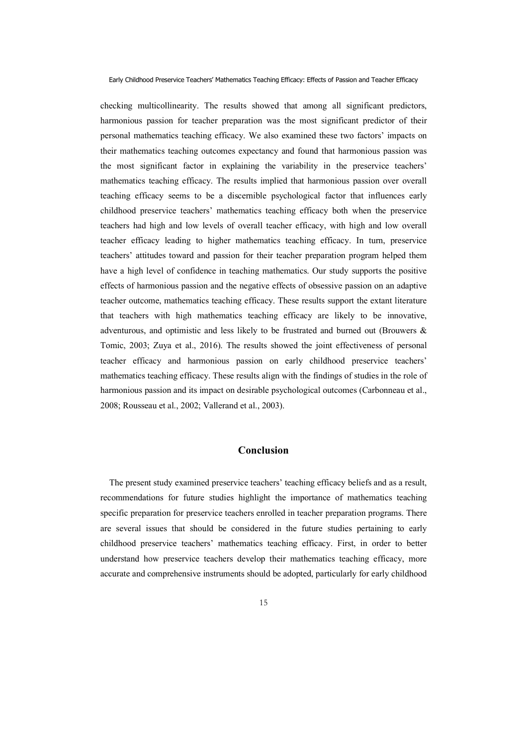checking multicollinearity. The results showed that among all significant predictors, harmonious passion for teacher preparation was the most significant predictor of their personal mathematics teaching efficacy. We also examined these two factors' impacts on their mathematics teaching outcomes expectancy and found that harmonious passion was the most significant factor in explaining the variability in the preservice teachers' mathematics teaching efficacy. The results implied that harmonious passion over overall teaching efficacy seems to be a discernible psychological factor that influences early childhood preservice teachers' mathematics teaching efficacy both when the preservice teachers had high and low levels of overall teacher efficacy, with high and low overall teacher efficacy leading to higher mathematics teaching efficacy. In turn, preservice teachers' attitudes toward and passion for their teacher preparation program helped them have a high level of confidence in teaching mathematics. Our study supports the positive effects of harmonious passion and the negative effects of obsessive passion on an adaptive teacher outcome, mathematics teaching efficacy. These results support the extant literature that teachers with high mathematics teaching efficacy are likely to be innovative, adventurous, and optimistic and less likely to be frustrated and burned out (Brouwers & Tomic, 2003; Zuya et al., 2016). The results showed the joint effectiveness of personal teacher efficacy and harmonious passion on early childhood preservice teachers' mathematics teaching efficacy. These results align with the findings of studies in the role of harmonious passion and its impact on desirable psychological outcomes (Carbonneau et al., 2008; Rousseau et al., 2002; Vallerand et al., 2003).

## Conclusion

The present study examined preservice teachers' teaching efficacy beliefs and as a result, recommendations for future studies highlight the importance of mathematics teaching specific preparation for preservice teachers enrolled in teacher preparation programs. There are several issues that should be considered in the future studies pertaining to early childhood preservice teachers' mathematics teaching efficacy. First, in order to better understand how preservice teachers develop their mathematics teaching efficacy, more accurate and comprehensive instruments should be adopted, particularly for early childhood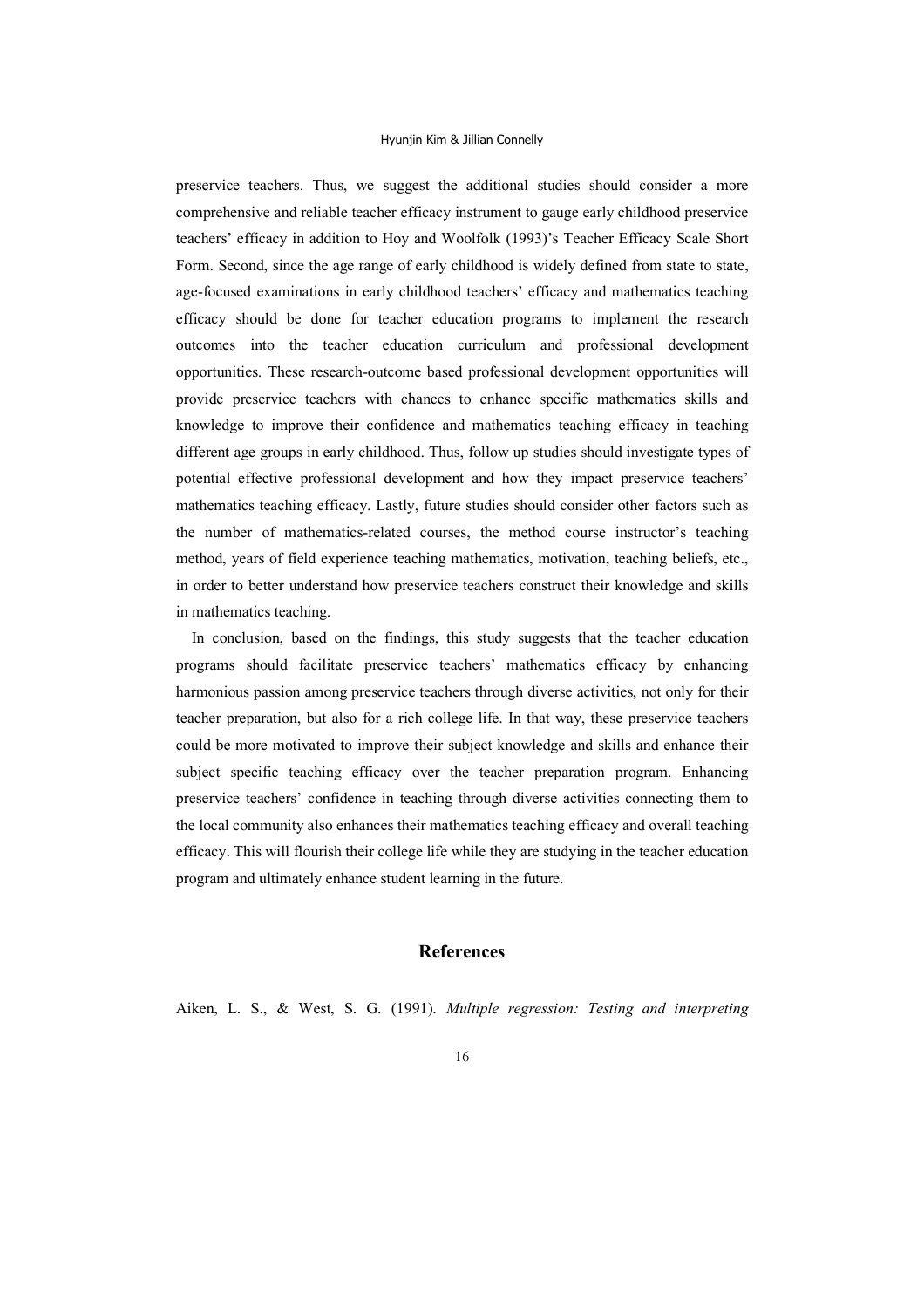preservice teachers. Thus, we suggest the additional studies should consider a more comprehensive and reliable teacher efficacy instrument to gauge early childhood preservice teachers' efficacy in addition to Hoy and Woolfolk (1993)'s Teacher Efficacy Scale Short Form. Second, since the age range of early childhood is widely defined from state to state, age-focused examinations in early childhood teachers' efficacy and mathematics teaching efficacy should be done for teacher education programs to implement the research outcomes into the teacher education curriculum and professional development opportunities. These research-outcome based professional development opportunities will provide preservice teachers with chances to enhance specific mathematics skills and knowledge to improve their confidence and mathematics teaching efficacy in teaching different age groups in early childhood. Thus, follow up studies should investigate types of potential effective professional development and how they impact preservice teachers' mathematics teaching efficacy. Lastly, future studies should consider other factors such as the number of mathematics-related courses, the method course instructor's teaching method, years of field experience teaching mathematics, motivation, teaching beliefs, etc., in order to better understand how preservice teachers construct their knowledge and skills in mathematics teaching.

In conclusion, based on the findings, this study suggests that the teacher education programs should facilitate preservice teachers' mathematics efficacy by enhancing harmonious passion among preservice teachers through diverse activities, not only for their teacher preparation, but also for a rich college life. In that way, these preservice teachers could be more motivated to improve their subject knowledge and skills and enhance their subject specific teaching efficacy over the teacher preparation program. Enhancing preservice teachers' confidence in teaching through diverse activities connecting them to the local community also enhances their mathematics teaching efficacy and overall teaching efficacy. This will flourish their college life while they are studying in the teacher education program and ultimately enhance student learning in the future.

## References

Aiken, L. S., & West, S. G. (1991). *Multiple regression: Testing and interpreting*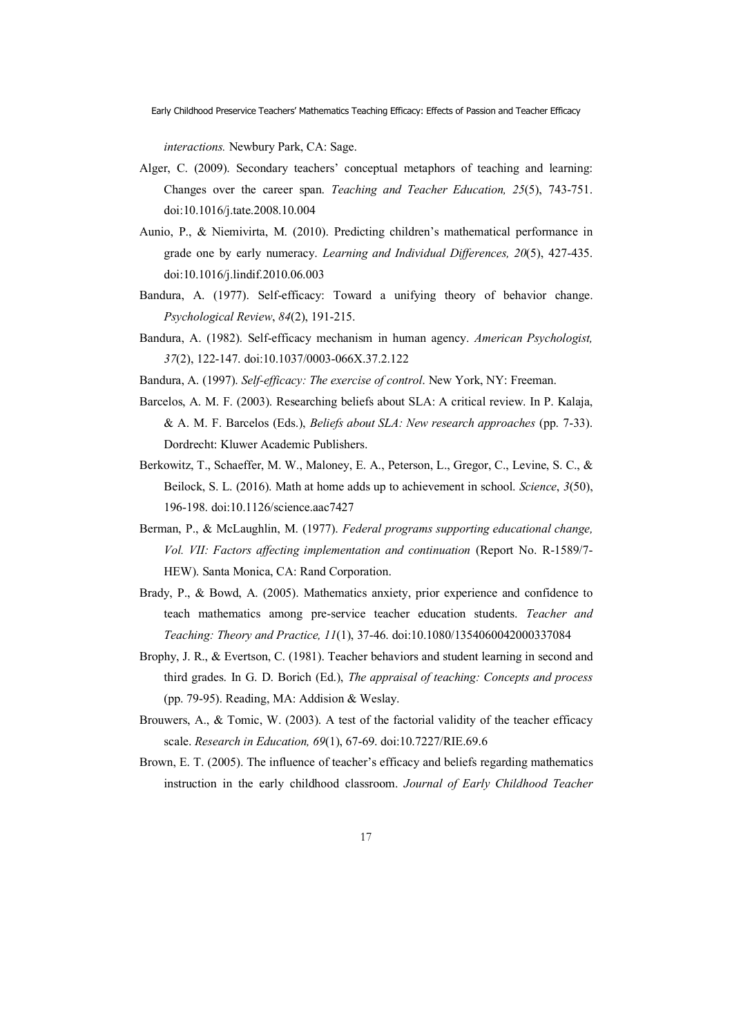*interactions.* Newbury Park, CA: Sage.

Alger, C. (2009). Secondary teachers' conceptual metaphors of teaching and learning: Changes over the career span. *Teaching and Teacher Education, 25*(5), 743-751. doi:10.1016/j.tate.2008.10.004

Aunio, P., & Niemivirta, M. (2010). Predicting children's mathematical performance in grade one by early numeracy. *Learning and Individual Differences, 20*(5), 427-435. doi:10.1016/j.lindif.2010.06.003

Bandura, A. (1977). Self-efficacy: Toward a unifying theory of behavior change. *Psychological Review*, *84*(2), 191-215.

Bandura, A. (1982). Self-efficacy mechanism in human agency. *American Psychologist, 37*(2), 122-147. doi:10.1037/0003-066X.37.2.122

Bandura, A. (1997). *Self-efficacy: The exercise of control*. New York, NY: Freeman.

Barcelos, A. M. F. (2003). Researching beliefs about SLA: A critical review. In P. Kalaja, & A. M. F. Barcelos (Eds.), *Beliefs about SLA: New research approaches* (pp. 7-33). Dordrecht: Kluwer Academic Publishers.

Berkowitz, T., Schaeffer, M. W., Maloney, E. A., Peterson, L., Gregor, C., Levine, S. C., & Beilock, S. L. (2016). Math at home adds up to achievement in school. *Science*, *3*(50), 196-198. doi:10.1126/science.aac7427

Berman, P., & McLaughlin, M. (1977). *Federal programs supporting educational change, Vol. VII: Factors affecting implementation and continuation* (Report No. R-1589/7-HEW). Santa Monica, CA: Rand Corporation.

Brady, P., & Bowd, A. (2005). Mathematics anxiety, prior experience and confidence to teach mathematics among pre-service teacher education students. *Teacher and Teaching: Theory and Practice, 11*(1), 37-46. doi:10.1080/1354060042000337084

Brophy, J. R., & Evertson, C. (1981). Teacher behaviors and student learning in second and third grades. In G. D. Borich (Ed.), *The appraisal of teaching: Concepts and process* (pp. 79-95). Reading, MA: Addision & Weslay.

Brouwers, A., & Tomic, W. (2003). A test of the factorial validity of the teacher efficacy scale. *Research in Education, 69*(1), 67-69. doi:10.7227/RIE.69.6

Brown, E. T. (2005). The influence of teacher's efficacy and beliefs regarding mathematics instruction in the early childhood classroom. *Journal of Early Childhood Teacher*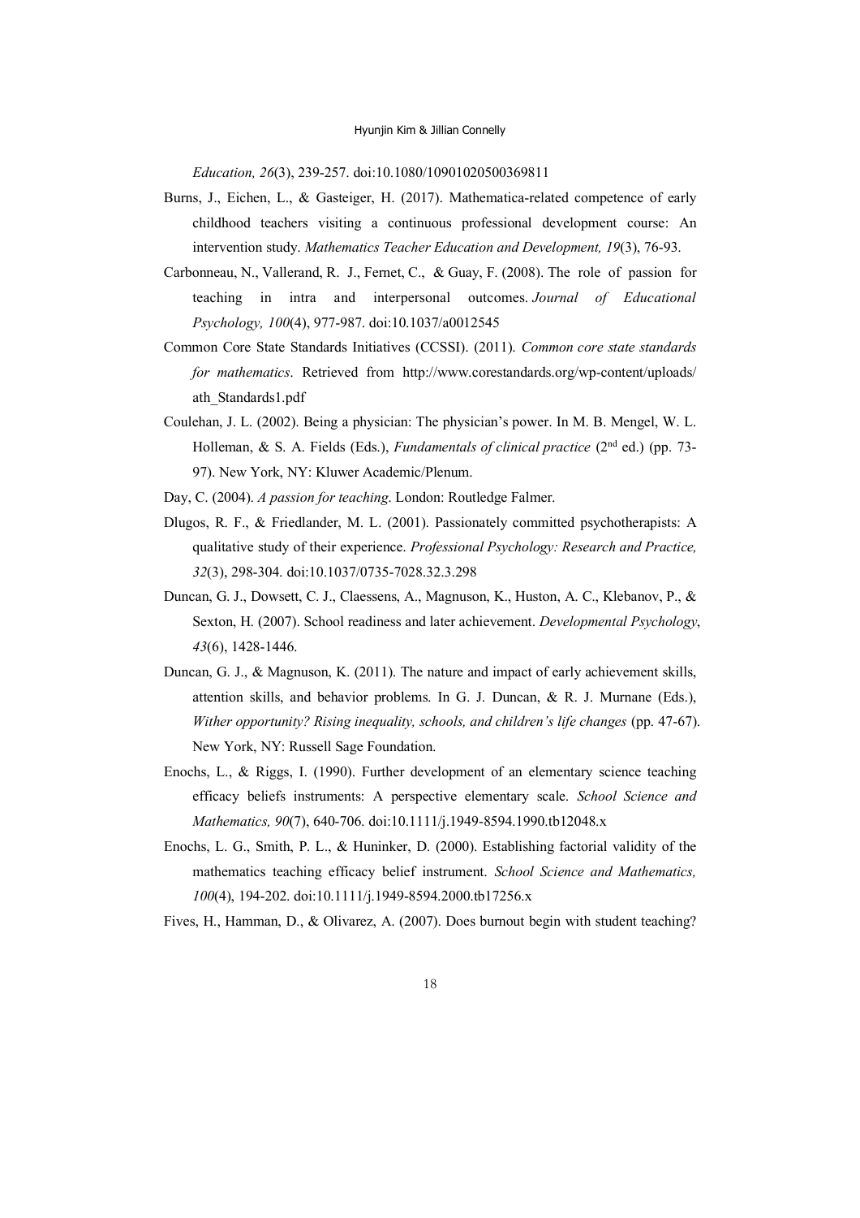*Education, 26*(3), 239-257. doi:10.1080/10901020500369811

Burns, J., Eichen, L., & Gasteiger, H. (2017). Mathematica-related competence of early childhood teachers visiting a continuous professional development course: An intervention study. *Mathematics Teacher Education and Development, 19*(3), 76-93.

Carbonneau, N., Vallerand, R. J., Fernet, C., & Guay, F. (2008). The role of passion for teaching in intra and interpersonal outcomes. *Journal of Educational Psychology, 100*(4), 977-987. doi:10.1037/a0012545

Common Core State Standards Initiatives (CCSSI). (2011). *Common core state standards for mathematics*. Retrieved from http://www.corestandards.org/wp-content/uploads/ath_Standards1.pdf

Coulehan, J. L. (2002). Being a physician: The physician's power. In M. B. Mengel, W. L. Holleman, & S. A. Fields (Eds.), *Fundamentals of clinical practice* (2nd ed.) (pp. 73-97). New York, NY: Kluwer Academic/Plenum.

Day, C. (2004). *A passion for teaching*. London: Routledge Falmer.

Dlugos, R. F., & Friedlander, M. L. (2001). Passionately committed psychotherapists: A qualitative study of their experience. *Professional Psychology: Research and Practice, 32*(3), 298-304. doi:10.1037/0735-7028.32.3.298

Duncan, G. J., Dowsett, C. J., Claessens, A., Magnuson, K., Huston, A. C., Klebanov, P., & Sexton, H. (2007). School readiness and later achievement. *Developmental Psychology*, *43*(6), 1428-1446.

Duncan, G. J., & Magnuson, K. (2011). The nature and impact of early achievement skills, attention skills, and behavior problems. In G. J. Duncan, & R. J. Murnane (Eds.), *Wither opportunity? Rising inequality, schools, and children's life changes* (pp. 47-67). New York, NY: Russell Sage Foundation.

Enochs, L., & Riggs, I. (1990). Further development of an elementary science teaching efficacy beliefs instruments: A perspective elementary scale. *School Science and Mathematics, 90*(7), 640-706. doi:10.1111/j.1949-8594.1990.tb12048.x

Enochs, L. G., Smith, P. L., & Huninker, D. (2000). Establishing factorial validity of the mathematics teaching efficacy belief instrument. *School Science and Mathematics, 100*(4), 194-202. doi:10.1111/j.1949-8594.2000.tb17256.x

Fives, H., Hamman, D., & Olivarez, A. (2007). Does burnout begin with student teaching?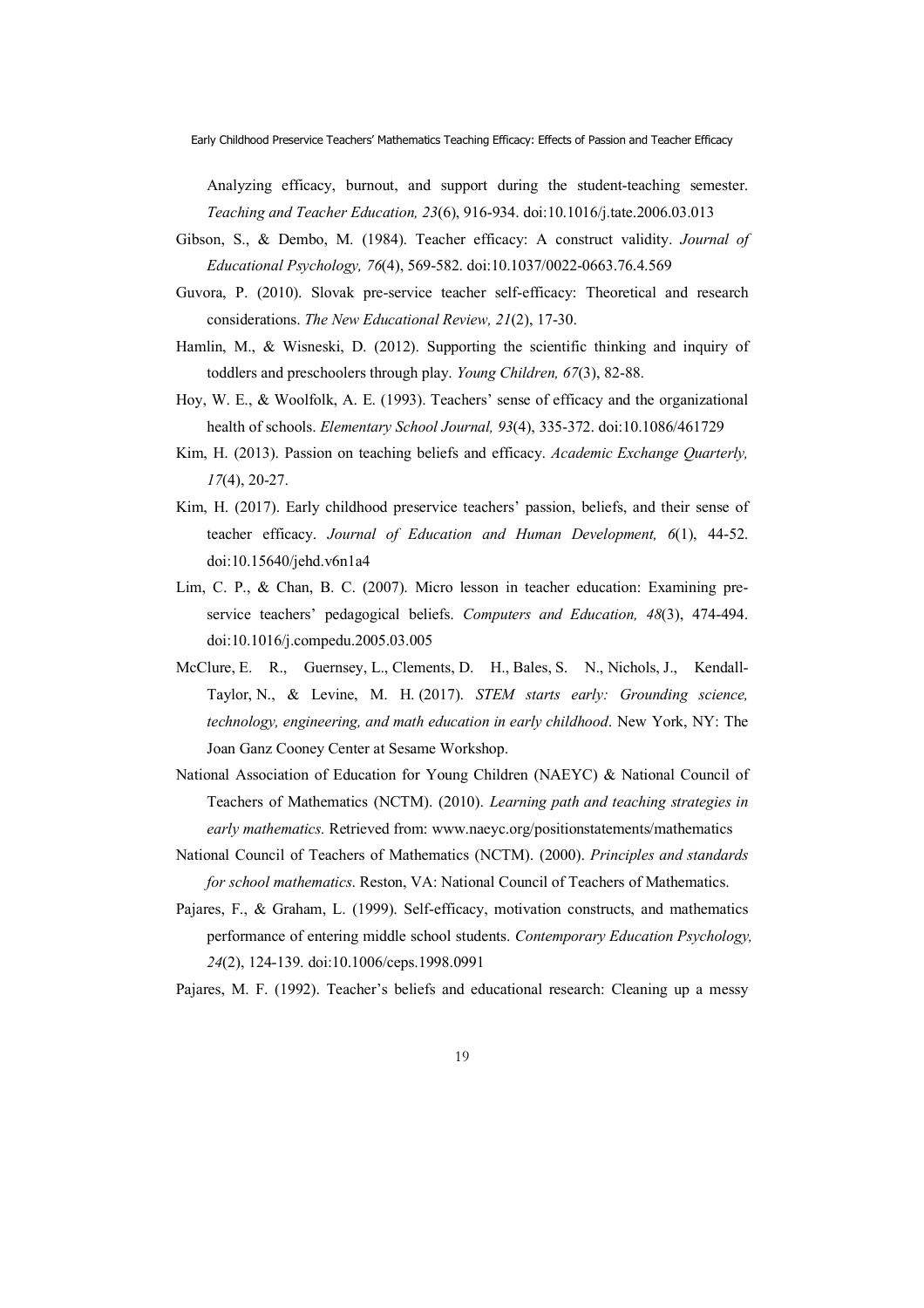Analyzing efficacy, burnout, and support during the student-teaching semester. *Teaching and Teacher Education, 23*(6), 916-934. doi:10.1016/j.tate.2006.03.013

Gibson, S., & Dembo, M. (1984). Teacher efficacy: A construct validity. *Journal of Educational Psychology, 76*(4), 569-582. doi:10.1037/0022-0663.76.4.569

Guvora, P. (2010). Slovak pre-service teacher self-efficacy: Theoretical and research considerations. *The New Educational Review, 21*(2), 17-30.

Hamlin, M., & Wisneski, D. (2012). Supporting the scientific thinking and inquiry of toddlers and preschoolers through play. *Young Children, 67*(3), 82-88.

Hoy, W. E., & Woolfolk, A. E. (1993). Teachers' sense of efficacy and the organizational health of schools. *Elementary School Journal, 93*(4), 335-372. doi:10.1086/461729

Kim, H. (2013). Passion on teaching beliefs and efficacy. *Academic Exchange Quarterly, 17*(4), 20-27.

Kim, H. (2017). Early childhood preservice teachers' passion, beliefs, and their sense of teacher efficacy. *Journal of Education and Human Development, 6*(1), 44-52. doi:10.15640/jehd.v6n1a4

Lim, C. P., & Chan, B. C. (2007). Micro lesson in teacher education: Examining pre-service teachers' pedagogical beliefs. *Computers and Education, 48*(3), 474-494. doi:10.1016/j.compedu.2005.03.005

McClure, E. R., Guernsey, L., Clements, D. H., Bales, S. N., Nichols, J., Kendall-Taylor, N., & Levine, M. H. (2017). *STEM starts early: Grounding science, technology, engineering, and math education in early childhood*. New York, NY: The Joan Ganz Cooney Center at Sesame Workshop.

National Association of Education for Young Children (NAEYC) & National Council of Teachers of Mathematics (NCTM). (2010). *Learning path and teaching strategies in early mathematics.* Retrieved from: www.naeyc.org/positionstatements/mathematics

National Council of Teachers of Mathematics (NCTM). (2000). *Principles and standards for school mathematics*. Reston, VA: National Council of Teachers of Mathematics.

Pajares, F., & Graham, L. (1999). Self-efficacy, motivation constructs, and mathematics performance of entering middle school students. *Contemporary Education Psychology, 24*(2), 124-139. doi:10.1006/ceps.1998.0991

Pajares, M. F. (1992). Teacher's beliefs and educational research: Cleaning up a messy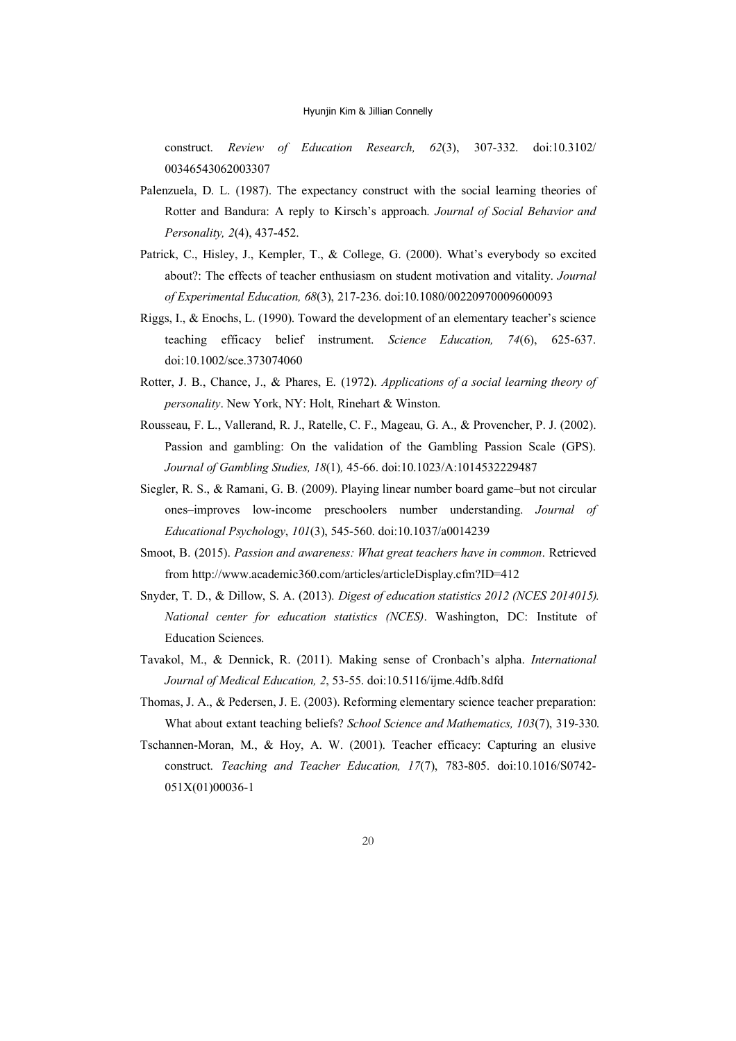construct. *Review of Education Research, 62*(3), 307-332. doi:10.3102/00346543062003307

Palenzuela, D. L. (1987). The expectancy construct with the social learning theories of Rotter and Bandura: A reply to Kirsch's approach. *Journal of Social Behavior and Personality, 2*(4), 437-452.

Patrick, C., Hisley, J., Kempler, T., & College, G. (2000). What's everybody so excited about?: The effects of teacher enthusiasm on student motivation and vitality. *Journal of Experimental Education, 68*(3), 217-236. doi:10.1080/00220970009600093

Riggs, I., & Enochs, L. (1990). Toward the development of an elementary teacher's science teaching efficacy belief instrument. *Science Education, 74*(6), 625-637. doi:10.1002/sce.373074060

Rotter, J. B., Chance, J., & Phares, E. (1972). *Applications of a social learning theory of personality*. New York, NY: Holt, Rinehart & Winston.

Rousseau, F. L., Vallerand, R. J., Ratelle, C. F., Mageau, G. A., & Provencher, P. J. (2002). Passion and gambling: On the validation of the Gambling Passion Scale (GPS). *Journal of Gambling Studies, 18*(1), 45-66. doi:10.1023/A:1014532229487

Siegler, R. S., & Ramani, G. B. (2009). Playing linear number board game–but not circular ones–improves low-income preschoolers number understanding. *Journal of Educational Psychology*, *101*(3), 545-560. doi:10.1037/a0014239

Smoot, B. (2015). *Passion and awareness: What great teachers have in common*. Retrieved from http://www.academic360.com/articles/articleDisplay.cfm?ID=412

Snyder, T. D., & Dillow, S. A. (2013). *Digest of education statistics 2012 (NCES 2014015). National center for education statistics (NCES)*. Washington, DC: Institute of Education Sciences.

Tavakol, M., & Dennick, R. (2011). Making sense of Cronbach's alpha. *International Journal of Medical Education, 2*, 53-55. doi:10.5116/ijme.4dfb.8dfd

Thomas, J. A., & Pedersen, J. E. (2003). Reforming elementary science teacher preparation: What about extant teaching beliefs? *School Science and Mathematics, 103*(7), 319-330.

Tschannen-Moran, M., & Hoy, A. W. (2001). Teacher efficacy: Capturing an elusive construct. *Teaching and Teacher Education, 17*(7), 783-805. doi:10.1016/S0742-051X(01)00036-1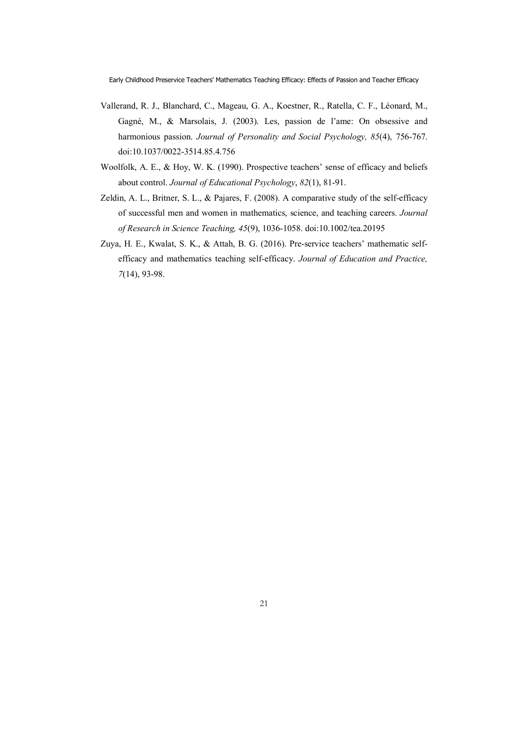Vallerand, R. J., Blanchard, C., Mageau, G. A., Koestner, R., Ratella, C. F., Léonard, M., Gagné, M., & Marsolais, J. (2003). Les, passion de l'ame: On obsessive and harmonious passion. *Journal of Personality and Social Psychology, 85*(4), 756-767. doi:10.1037/0022-3514.85.4.756

Woolfolk, A. E., & Hoy, W. K. (1990). Prospective teachers' sense of efficacy and beliefs about control. *Journal of Educational Psychology*, *82*(1), 81-91.

Zeldin, A. L., Britner, S. L., & Pajares, F. (2008). A comparative study of the self-efficacy of successful men and women in mathematics, science, and teaching careers. *Journal of Research in Science Teaching, 45*(9), 1036-1058. doi:10.1002/tea.20195

Zuya, H. E., Kwalat, S. K., & Attah, B. G. (2016). Pre-service teachers' mathematic self-efficacy and mathematics teaching self-efficacy. *Journal of Education and Practice, 7*(14), 93-98.